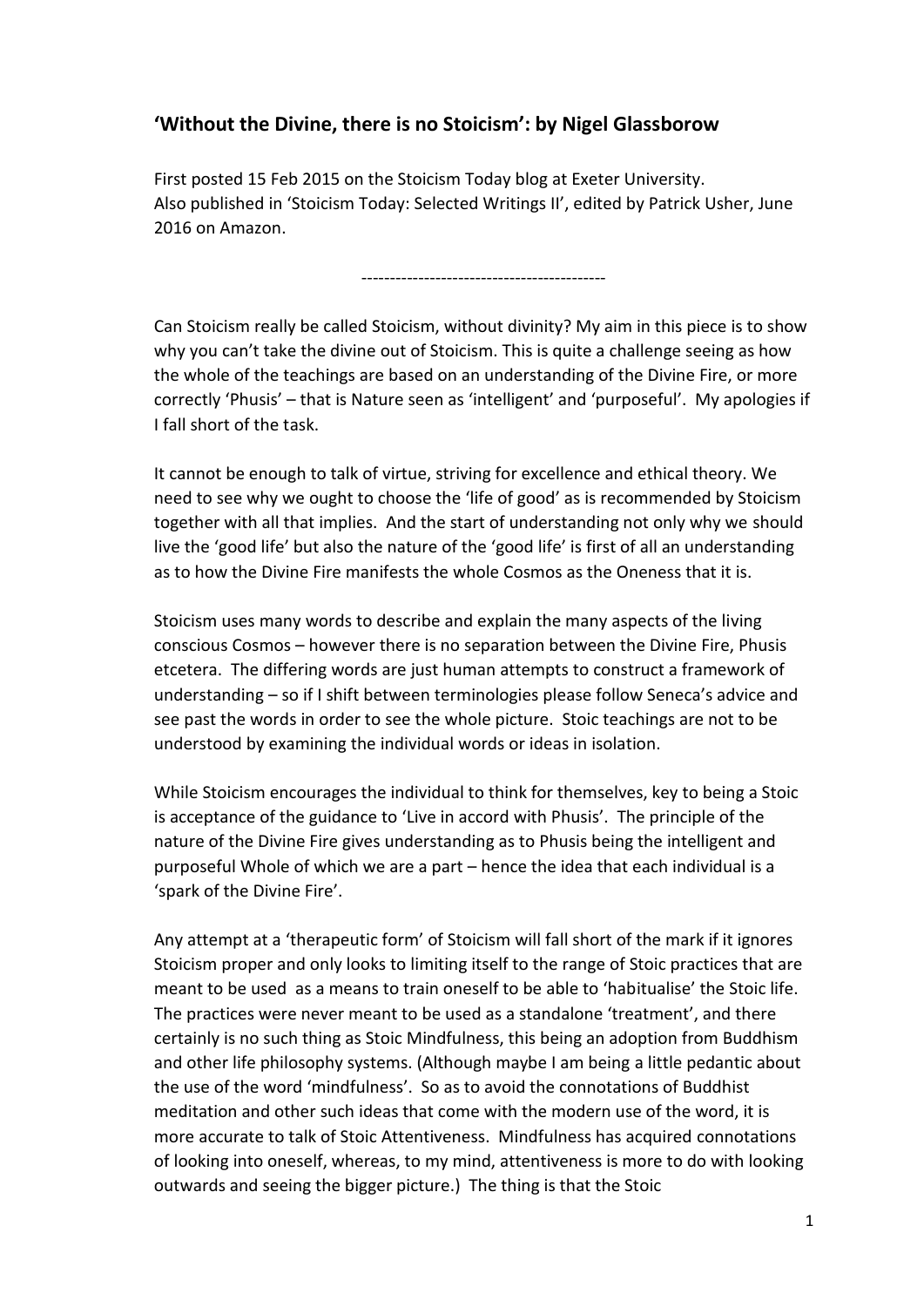## 'Without the Divine, there is no Stoicism': by Nigel Glassborow

First posted 15 Feb 2015 on the Stoicism Today blog at Exeter University.
Also published in 'Stoicism Today: Selected Writings II', edited by Patrick Usher, June 2016 on Amazon.

-------------------------------------------

Can Stoicism really be called Stoicism, without divinity? My aim in this piece is to show why you can't take the divine out of Stoicism. This is quite a challenge seeing as how the whole of the teachings are based on an understanding of the Divine Fire, or more correctly 'Phusis' – that is Nature seen as 'intelligent' and 'purposeful'. My apologies if I fall short of the task.

It cannot be enough to talk of virtue, striving for excellence and ethical theory. We need to see why we ought to choose the 'life of good' as is recommended by Stoicism together with all that implies. And the start of understanding not only why we should live the 'good life' but also the nature of the 'good life' is first of all an understanding as to how the Divine Fire manifests the whole Cosmos as the Oneness that it is.

Stoicism uses many words to describe and explain the many aspects of the living conscious Cosmos – however there is no separation between the Divine Fire, Phusis etcetera. The differing words are just human attempts to construct a framework of understanding – so if I shift between terminologies please follow Seneca's advice and see past the words in order to see the whole picture. Stoic teachings are not to be understood by examining the individual words or ideas in isolation.

While Stoicism encourages the individual to think for themselves, key to being a Stoic is acceptance of the guidance to 'Live in accord with Phusis'. The principle of the nature of the Divine Fire gives understanding as to Phusis being the intelligent and purposeful Whole of which we are a part – hence the idea that each individual is a 'spark of the Divine Fire'.

Any attempt at a 'therapeutic form' of Stoicism will fall short of the mark if it ignores Stoicism proper and only looks to limiting itself to the range of Stoic practices that are meant to be used as a means to train oneself to be able to 'habitualise' the Stoic life. The practices were never meant to be used as a standalone 'treatment', and there certainly is no such thing as Stoic Mindfulness, this being an adoption from Buddhism and other life philosophy systems. (Although maybe I am being a little pedantic about the use of the word 'mindfulness'. So as to avoid the connotations of Buddhist meditation and other such ideas that come with the modern use of the word, it is more accurate to talk of Stoic Attentiveness. Mindfulness has acquired connotations of looking into oneself, whereas, to my mind, attentiveness is more to do with looking outwards and seeing the bigger picture.) The thing is that the Stoic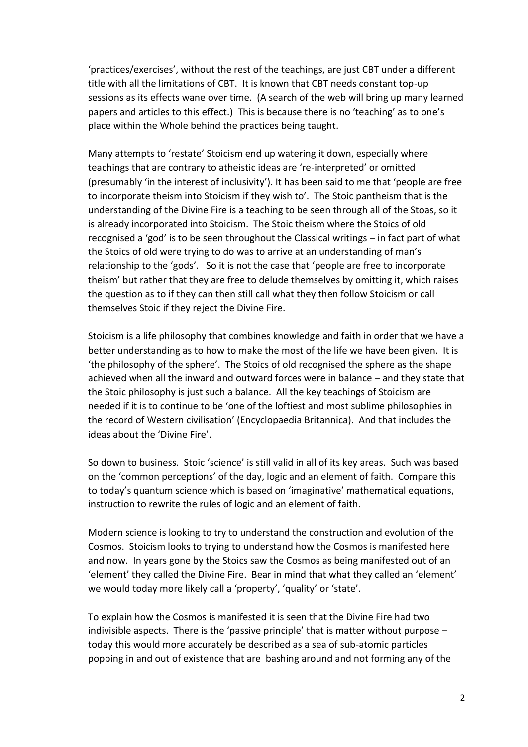'practices/exercises', without the rest of the teachings, are just CBT under a different title with all the limitations of CBT. It is known that CBT needs constant top-up sessions as its effects wane over time. (A search of the web will bring up many learned papers and articles to this effect.) This is because there is no 'teaching' as to one's place within the Whole behind the practices being taught.

Many attempts to 'restate' Stoicism end up watering it down, especially where teachings that are contrary to atheistic ideas are 're-interpreted' or omitted (presumably 'in the interest of inclusivity'). It has been said to me that 'people are free to incorporate theism into Stoicism if they wish to'. The Stoic pantheism that is the understanding of the Divine Fire is a teaching to be seen through all of the Stoas, so it is already incorporated into Stoicism. The Stoic theism where the Stoics of old recognised a 'god' is to be seen throughout the Classical writings – in fact part of what the Stoics of old were trying to do was to arrive at an understanding of man's relationship to the 'gods'. So it is not the case that 'people are free to incorporate theism' but rather that they are free to delude themselves by omitting it, which raises the question as to if they can then still call what they then follow Stoicism or call themselves Stoic if they reject the Divine Fire.

Stoicism is a life philosophy that combines knowledge and faith in order that we have a better understanding as to how to make the most of the life we have been given. It is 'the philosophy of the sphere'. The Stoics of old recognised the sphere as the shape achieved when all the inward and outward forces were in balance – and they state that the Stoic philosophy is just such a balance. All the key teachings of Stoicism are needed if it is to continue to be 'one of the loftiest and most sublime philosophies in the record of Western civilisation' (Encyclopaedia Britannica). And that includes the ideas about the 'Divine Fire'.

So down to business. Stoic 'science' is still valid in all of its key areas. Such was based on the 'common perceptions' of the day, logic and an element of faith. Compare this to today's quantum science which is based on 'imaginative' mathematical equations, instruction to rewrite the rules of logic and an element of faith.

Modern science is looking to try to understand the construction and evolution of the Cosmos. Stoicism looks to trying to understand how the Cosmos is manifested here and now. In years gone by the Stoics saw the Cosmos as being manifested out of an 'element' they called the Divine Fire. Bear in mind that what they called an 'element' we would today more likely call a 'property', 'quality' or 'state'.

To explain how the Cosmos is manifested it is seen that the Divine Fire had two indivisible aspects. There is the 'passive principle' that is matter without purpose – today this would more accurately be described as a sea of sub-atomic particles popping in and out of existence that are bashing around and not forming any of the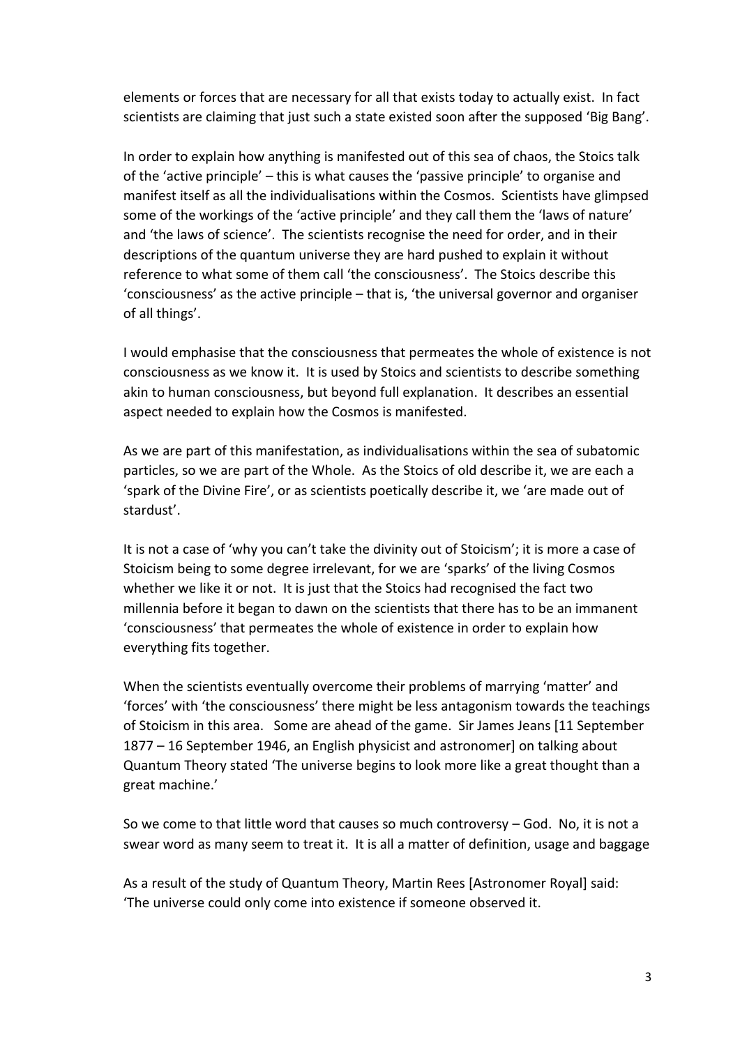elements or forces that are necessary for all that exists today to actually exist. In fact scientists are claiming that just such a state existed soon after the supposed 'Big Bang'.

In order to explain how anything is manifested out of this sea of chaos, the Stoics talk of the 'active principle' – this is what causes the 'passive principle' to organise and manifest itself as all the individualisations within the Cosmos. Scientists have glimpsed some of the workings of the 'active principle' and they call them the 'laws of nature' and 'the laws of science'. The scientists recognise the need for order, and in their descriptions of the quantum universe they are hard pushed to explain it without reference to what some of them call 'the consciousness'. The Stoics describe this 'consciousness' as the active principle – that is, 'the universal governor and organiser of all things'.

I would emphasise that the consciousness that permeates the whole of existence is not consciousness as we know it. It is used by Stoics and scientists to describe something akin to human consciousness, but beyond full explanation. It describes an essential aspect needed to explain how the Cosmos is manifested.

As we are part of this manifestation, as individualisations within the sea of subatomic particles, so we are part of the Whole. As the Stoics of old describe it, we are each a 'spark of the Divine Fire', or as scientists poetically describe it, we 'are made out of stardust'.

It is not a case of 'why you can't take the divinity out of Stoicism'; it is more a case of Stoicism being to some degree irrelevant, for we are 'sparks' of the living Cosmos whether we like it or not. It is just that the Stoics had recognised the fact two millennia before it began to dawn on the scientists that there has to be an immanent 'consciousness' that permeates the whole of existence in order to explain how everything fits together.

When the scientists eventually overcome their problems of marrying 'matter' and 'forces' with 'the consciousness' there might be less antagonism towards the teachings of Stoicism in this area. Some are ahead of the game. Sir James Jeans [11 September 1877 – 16 September 1946, an English physicist and astronomer] on talking about Quantum Theory stated 'The universe begins to look more like a great thought than a great machine.'

So we come to that little word that causes so much controversy – God. No, it is not a swear word as many seem to treat it. It is all a matter of definition, usage and baggage

As a result of the study of Quantum Theory, Martin Rees [Astronomer Royal] said: 'The universe could only come into existence if someone observed it.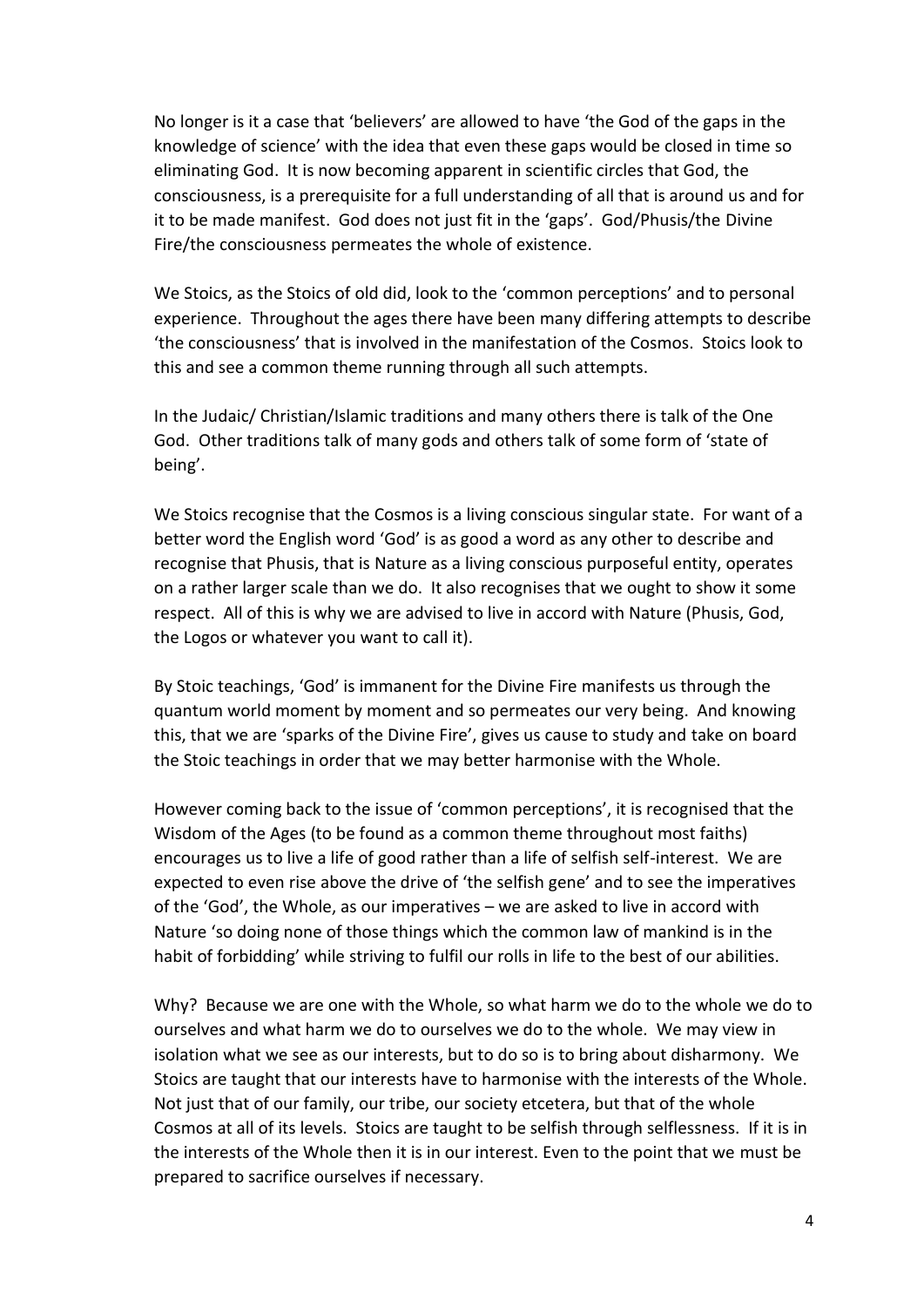No longer is it a case that 'believers' are allowed to have 'the God of the gaps in the knowledge of science' with the idea that even these gaps would be closed in time so eliminating God. It is now becoming apparent in scientific circles that God, the consciousness, is a prerequisite for a full understanding of all that is around us and for it to be made manifest. God does not just fit in the 'gaps'. God/Phusis/the Divine Fire/the consciousness permeates the whole of existence.

We Stoics, as the Stoics of old did, look to the 'common perceptions' and to personal experience. Throughout the ages there have been many differing attempts to describe 'the consciousness' that is involved in the manifestation of the Cosmos. Stoics look to this and see a common theme running through all such attempts.

In the Judaic/ Christian/Islamic traditions and many others there is talk of the One God. Other traditions talk of many gods and others talk of some form of 'state of being'.

We Stoics recognise that the Cosmos is a living conscious singular state. For want of a better word the English word 'God' is as good a word as any other to describe and recognise that Phusis, that is Nature as a living conscious purposeful entity, operates on a rather larger scale than we do. It also recognises that we ought to show it some respect. All of this is why we are advised to live in accord with Nature (Phusis, God, the Logos or whatever you want to call it).

By Stoic teachings, 'God' is immanent for the Divine Fire manifests us through the quantum world moment by moment and so permeates our very being. And knowing this, that we are 'sparks of the Divine Fire', gives us cause to study and take on board the Stoic teachings in order that we may better harmonise with the Whole.

However coming back to the issue of 'common perceptions', it is recognised that the Wisdom of the Ages (to be found as a common theme throughout most faiths) encourages us to live a life of good rather than a life of selfish self-interest. We are expected to even rise above the drive of 'the selfish gene' and to see the imperatives of the 'God', the Whole, as our imperatives – we are asked to live in accord with Nature 'so doing none of those things which the common law of mankind is in the habit of forbidding' while striving to fulfil our rolls in life to the best of our abilities.

Why? Because we are one with the Whole, so what harm we do to the whole we do to ourselves and what harm we do to ourselves we do to the whole. We may view in isolation what we see as our interests, but to do so is to bring about disharmony. We Stoics are taught that our interests have to harmonise with the interests of the Whole. Not just that of our family, our tribe, our society etcetera, but that of the whole Cosmos at all of its levels. Stoics are taught to be selfish through selflessness. If it is in the interests of the Whole then it is in our interest. Even to the point that we must be prepared to sacrifice ourselves if necessary.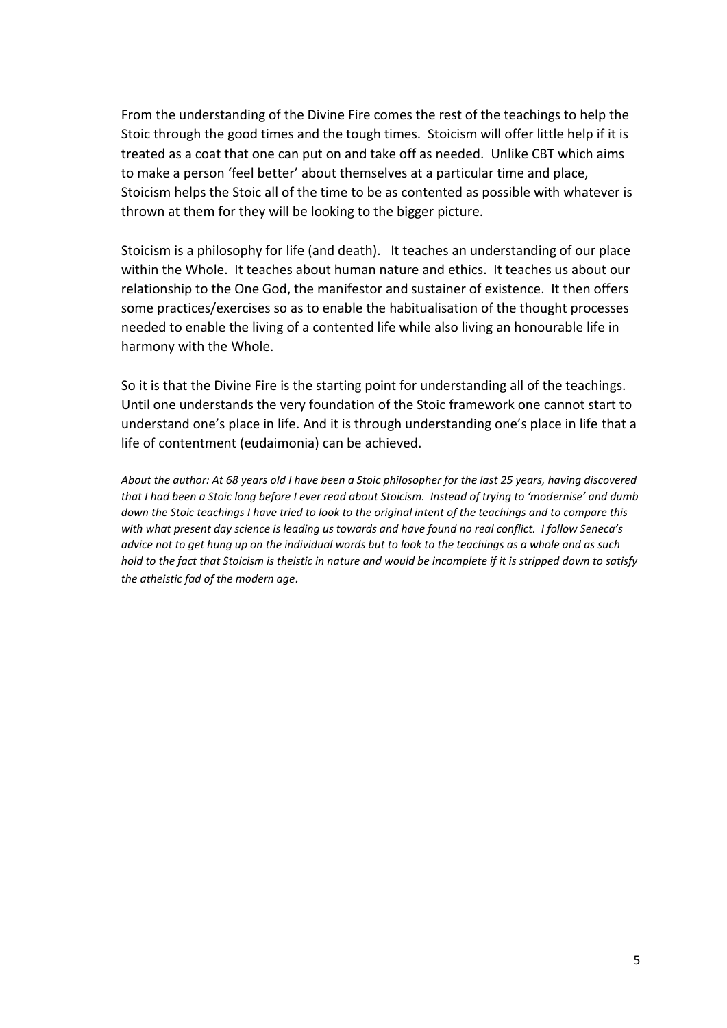From the understanding of the Divine Fire comes the rest of the teachings to help the Stoic through the good times and the tough times. Stoicism will offer little help if it is treated as a coat that one can put on and take off as needed. Unlike CBT which aims to make a person 'feel better' about themselves at a particular time and place, Stoicism helps the Stoic all of the time to be as contented as possible with whatever is thrown at them for they will be looking to the bigger picture.

Stoicism is a philosophy for life (and death). It teaches an understanding of our place within the Whole. It teaches about human nature and ethics. It teaches us about our relationship to the One God, the manifestor and sustainer of existence. It then offers some practices/exercises so as to enable the habitualisation of the thought processes needed to enable the living of a contented life while also living an honourable life in harmony with the Whole.

So it is that the Divine Fire is the starting point for understanding all of the teachings. Until one understands the very foundation of the Stoic framework one cannot start to understand one's place in life. And it is through understanding one's place in life that a life of contentment (eudaimonia) can be achieved.

*About the author: At 68 years old I have been a Stoic philosopher for the last 25 years, having discovered that I had been a Stoic long before I ever read about Stoicism. Instead of trying to 'modernise' and dumb down the Stoic teachings I have tried to look to the original intent of the teachings and to compare this with what present day science is leading us towards and have found no real conflict. I follow Seneca's advice not to get hung up on the individual words but to look to the teachings as a whole and as such hold to the fact that Stoicism is theistic in nature and would be incomplete if it is stripped down to satisfy the atheistic fad of the modern age.*